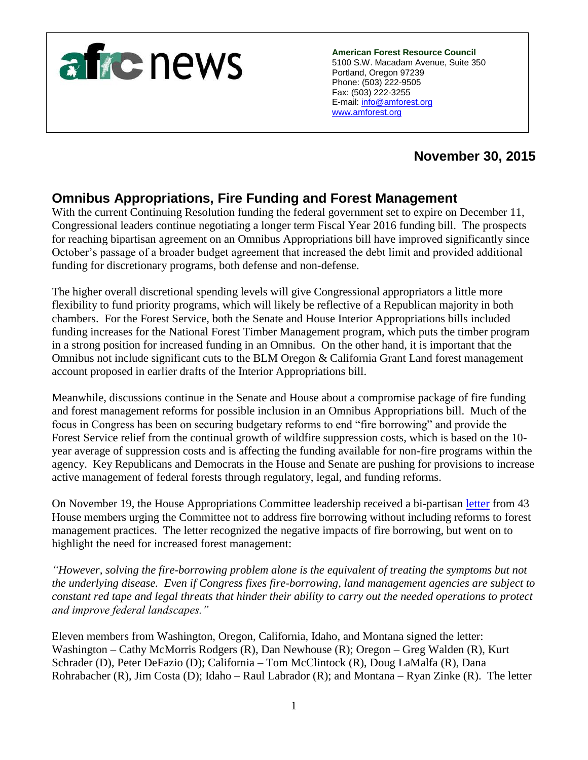afrc news

**American Forest Resource Council**
5100 S.W. Macadam Avenue, Suite 350
Portland, Oregon 97239
Phone: (503) 222-9505
Fax: (503) 222-3255
E-mail: info@amforest.org
www.amforest.org

**November 30, 2015**

## Omnibus Appropriations, Fire Funding and Forest Management

With the current Continuing Resolution funding the federal government set to expire on December 11, Congressional leaders continue negotiating a longer term Fiscal Year 2016 funding bill. The prospects for reaching bipartisan agreement on an Omnibus Appropriations bill have improved significantly since October's passage of a broader budget agreement that increased the debt limit and provided additional funding for discretionary programs, both defense and non-defense.

The higher overall discretional spending levels will give Congressional appropriators a little more flexibility to fund priority programs, which will likely be reflective of a Republican majority in both chambers. For the Forest Service, both the Senate and House Interior Appropriations bills included funding increases for the National Forest Timber Management program, which puts the timber program in a strong position for increased funding in an Omnibus. On the other hand, it is important that the Omnibus not include significant cuts to the BLM Oregon & California Grant Land forest management account proposed in earlier drafts of the Interior Appropriations bill.

Meanwhile, discussions continue in the Senate and House about a compromise package of fire funding and forest management reforms for possible inclusion in an Omnibus Appropriations bill. Much of the focus in Congress has been on securing budgetary reforms to end "fire borrowing" and provide the Forest Service relief from the continual growth of wildfire suppression costs, which is based on the 10-year average of suppression costs and is affecting the funding available for non-fire programs within the agency. Key Republicans and Democrats in the House and Senate are pushing for provisions to increase active management of federal forests through regulatory, legal, and funding reforms.

On November 19, the House Appropriations Committee leadership received a bi-partisan letter from 43 House members urging the Committee not to address fire borrowing without including reforms to forest management practices. The letter recognized the negative impacts of fire borrowing, but went on to highlight the need for increased forest management:

*"However, solving the fire-borrowing problem alone is the equivalent of treating the symptoms but not the underlying disease. Even if Congress fixes fire-borrowing, land management agencies are subject to constant red tape and legal threats that hinder their ability to carry out the needed operations to protect and improve federal landscapes."*

Eleven members from Washington, Oregon, California, Idaho, and Montana signed the letter: Washington – Cathy McMorris Rodgers (R), Dan Newhouse (R); Oregon – Greg Walden (R), Kurt Schrader (D), Peter DeFazio (D); California – Tom McClintock (R), Doug LaMalfa (R), Dana Rohrabacher (R), Jim Costa (D); Idaho – Raul Labrador (R); and Montana – Ryan Zinke (R). The letter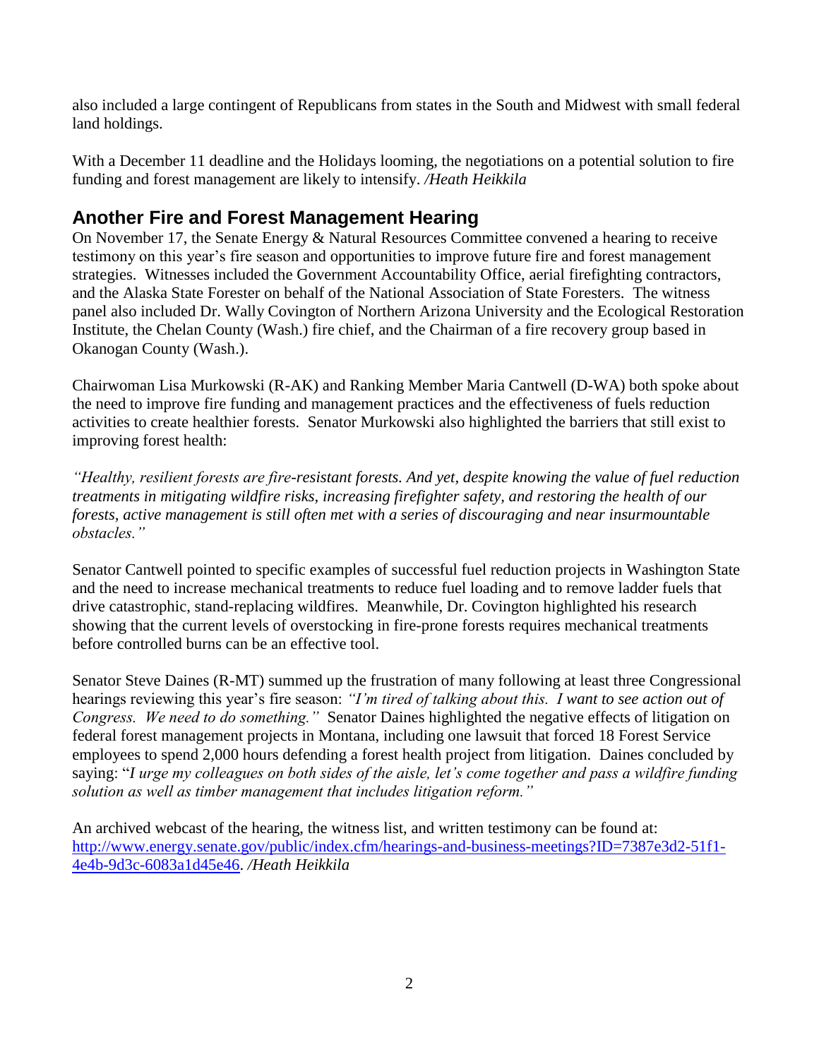also included a large contingent of Republicans from states in the South and Midwest with small federal land holdings.

With a December 11 deadline and the Holidays looming, the negotiations on a potential solution to fire funding and forest management are likely to intensify. */Heath Heikkila*

## Another Fire and Forest Management Hearing

On November 17, the Senate Energy & Natural Resources Committee convened a hearing to receive testimony on this year's fire season and opportunities to improve future fire and forest management strategies. Witnesses included the Government Accountability Office, aerial firefighting contractors, and the Alaska State Forester on behalf of the National Association of State Foresters. The witness panel also included Dr. Wally Covington of Northern Arizona University and the Ecological Restoration Institute, the Chelan County (Wash.) fire chief, and the Chairman of a fire recovery group based in Okanogan County (Wash.).

Chairwoman Lisa Murkowski (R-AK) and Ranking Member Maria Cantwell (D-WA) both spoke about the need to improve fire funding and management practices and the effectiveness of fuels reduction activities to create healthier forests. Senator Murkowski also highlighted the barriers that still exist to improving forest health:

*"Healthy, resilient forests are fire-resistant forests. And yet, despite knowing the value of fuel reduction treatments in mitigating wildfire risks, increasing firefighter safety, and restoring the health of our forests, active management is still often met with a series of discouraging and near insurmountable obstacles."*

Senator Cantwell pointed to specific examples of successful fuel reduction projects in Washington State and the need to increase mechanical treatments to reduce fuel loading and to remove ladder fuels that drive catastrophic, stand-replacing wildfires. Meanwhile, Dr. Covington highlighted his research showing that the current levels of overstocking in fire-prone forests requires mechanical treatments before controlled burns can be an effective tool.

Senator Steve Daines (R-MT) summed up the frustration of many following at least three Congressional hearings reviewing this year's fire season: *"I'm tired of talking about this. I want to see action out of Congress. We need to do something."* Senator Daines highlighted the negative effects of litigation on federal forest management projects in Montana, including one lawsuit that forced 18 Forest Service employees to spend 2,000 hours defending a forest health project from litigation. Daines concluded by saying: "*I urge my colleagues on both sides of the aisle, let's come together and pass a wildfire funding solution as well as timber management that includes litigation reform."*

An archived webcast of the hearing, the witness list, and written testimony can be found at: [http://www.energy.senate.gov/public/index.cfm/hearings-and-business-meetings?ID=7387e3d2-51f1-4e4b-9d3c-6083a1d45e46](http://www.energy.senate.gov/public/index.cfm/hearings-and-business-meetings?ID=7387e3d2-51f1-4e4b-9d3c-6083a1d45e46). */Heath Heikkila*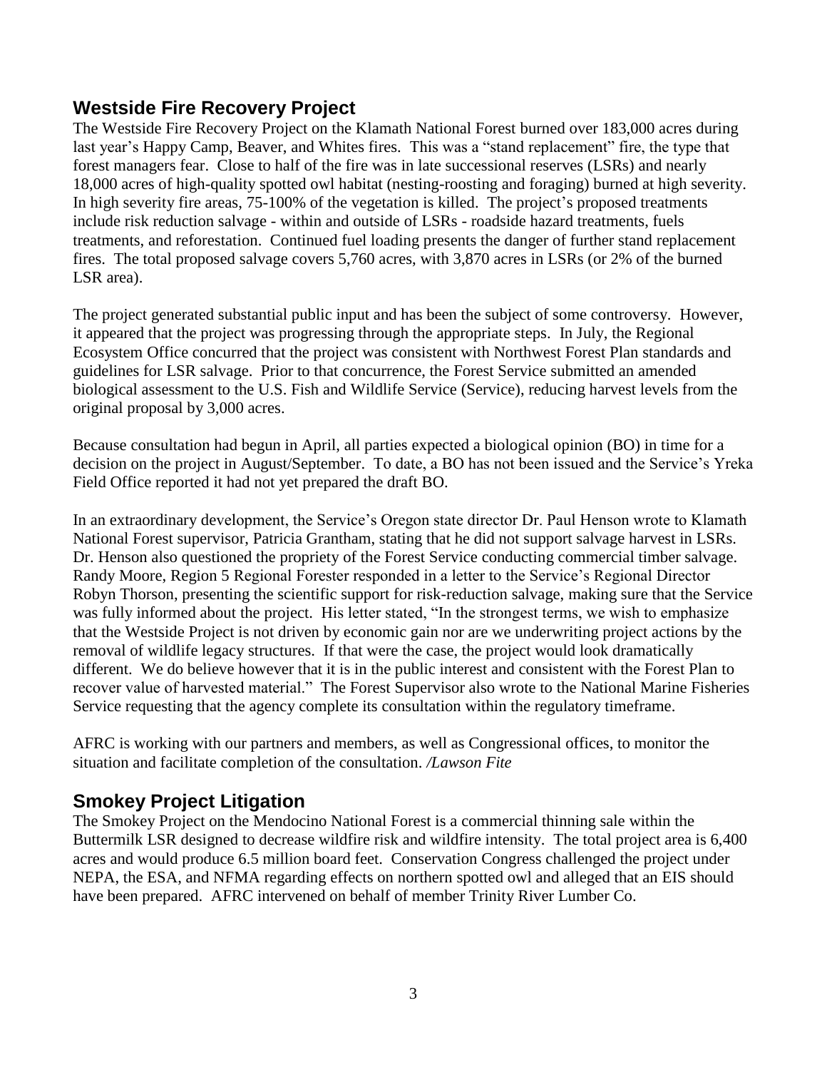## Westside Fire Recovery Project

The Westside Fire Recovery Project on the Klamath National Forest burned over 183,000 acres during last year's Happy Camp, Beaver, and Whites fires. This was a "stand replacement" fire, the type that forest managers fear. Close to half of the fire was in late successional reserves (LSRs) and nearly 18,000 acres of high-quality spotted owl habitat (nesting-roosting and foraging) burned at high severity. In high severity fire areas, 75-100% of the vegetation is killed. The project's proposed treatments include risk reduction salvage - within and outside of LSRs - roadside hazard treatments, fuels treatments, and reforestation. Continued fuel loading presents the danger of further stand replacement fires. The total proposed salvage covers 5,760 acres, with 3,870 acres in LSRs (or 2% of the burned LSR area).

The project generated substantial public input and has been the subject of some controversy. However, it appeared that the project was progressing through the appropriate steps. In July, the Regional Ecosystem Office concurred that the project was consistent with Northwest Forest Plan standards and guidelines for LSR salvage. Prior to that concurrence, the Forest Service submitted an amended biological assessment to the U.S. Fish and Wildlife Service (Service), reducing harvest levels from the original proposal by 3,000 acres.

Because consultation had begun in April, all parties expected a biological opinion (BO) in time for a decision on the project in August/September. To date, a BO has not been issued and the Service's Yreka Field Office reported it had not yet prepared the draft BO.

In an extraordinary development, the Service's Oregon state director Dr. Paul Henson wrote to Klamath National Forest supervisor, Patricia Grantham, stating that he did not support salvage harvest in LSRs. Dr. Henson also questioned the propriety of the Forest Service conducting commercial timber salvage. Randy Moore, Region 5 Regional Forester responded in a letter to the Service's Regional Director Robyn Thorson, presenting the scientific support for risk-reduction salvage, making sure that the Service was fully informed about the project. His letter stated, "In the strongest terms, we wish to emphasize that the Westside Project is not driven by economic gain nor are we underwriting project actions by the removal of wildlife legacy structures. If that were the case, the project would look dramatically different. We do believe however that it is in the public interest and consistent with the Forest Plan to recover value of harvested material." The Forest Supervisor also wrote to the National Marine Fisheries Service requesting that the agency complete its consultation within the regulatory timeframe.

AFRC is working with our partners and members, as well as Congressional offices, to monitor the situation and facilitate completion of the consultation. */Lawson Fite*

## Smokey Project Litigation

The Smokey Project on the Mendocino National Forest is a commercial thinning sale within the Buttermilk LSR designed to decrease wildfire risk and wildfire intensity. The total project area is 6,400 acres and would produce 6.5 million board feet. Conservation Congress challenged the project under NEPA, the ESA, and NFMA regarding effects on northern spotted owl and alleged that an EIS should have been prepared. AFRC intervened on behalf of member Trinity River Lumber Co.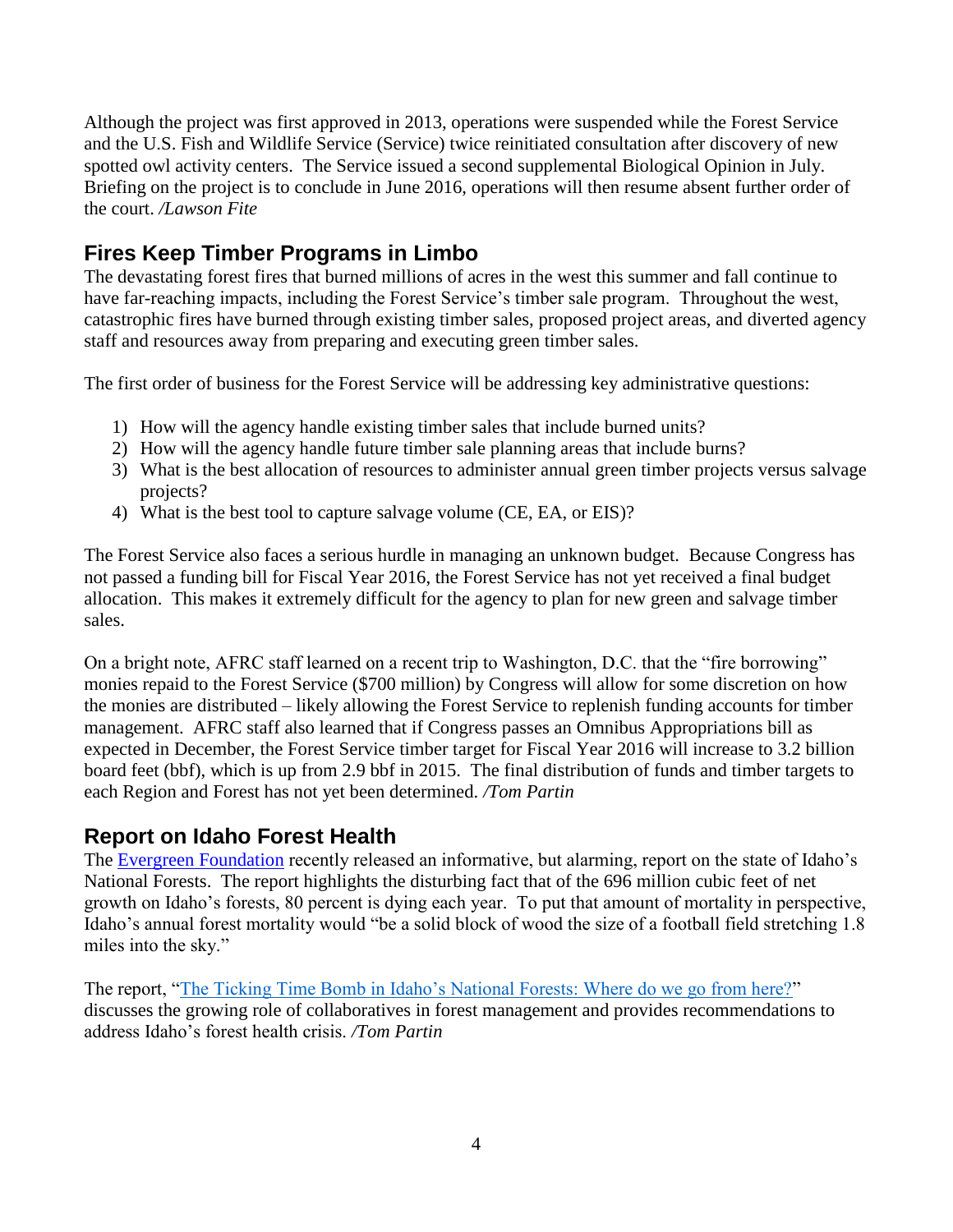Although the project was first approved in 2013, operations were suspended while the Forest Service and the U.S. Fish and Wildlife Service (Service) twice reinitiated consultation after discovery of new spotted owl activity centers. The Service issued a second supplemental Biological Opinion in July. Briefing on the project is to conclude in June 2016, operations will then resume absent further order of the court. */Lawson Fite*

## Fires Keep Timber Programs in Limbo

The devastating forest fires that burned millions of acres in the west this summer and fall continue to have far-reaching impacts, including the Forest Service's timber sale program. Throughout the west, catastrophic fires have burned through existing timber sales, proposed project areas, and diverted agency staff and resources away from preparing and executing green timber sales.

The first order of business for the Forest Service will be addressing key administrative questions:

1) How will the agency handle existing timber sales that include burned units?
2) How will the agency handle future timber sale planning areas that include burns?
3) What is the best allocation of resources to administer annual green timber projects versus salvage projects?
4) What is the best tool to capture salvage volume (CE, EA, or EIS)?

The Forest Service also faces a serious hurdle in managing an unknown budget. Because Congress has not passed a funding bill for Fiscal Year 2016, the Forest Service has not yet received a final budget allocation. This makes it extremely difficult for the agency to plan for new green and salvage timber sales.

On a bright note, AFRC staff learned on a recent trip to Washington, D.C. that the "fire borrowing" monies repaid to the Forest Service ($700 million) by Congress will allow for some discretion on how the monies are distributed – likely allowing the Forest Service to replenish funding accounts for timber management. AFRC staff also learned that if Congress passes an Omnibus Appropriations bill as expected in December, the Forest Service timber target for Fiscal Year 2016 will increase to 3.2 billion board feet (bbf), which is up from 2.9 bbf in 2015. The final distribution of funds and timber targets to each Region and Forest has not yet been determined. */Tom Partin*

## Report on Idaho Forest Health

The Evergreen Foundation recently released an informative, but alarming, report on the state of Idaho's National Forests. The report highlights the disturbing fact that of the 696 million cubic feet of net growth on Idaho's forests, 80 percent is dying each year. To put that amount of mortality in perspective, Idaho's annual forest mortality would "be a solid block of wood the size of a football field stretching 1.8 miles into the sky."

The report, "The Ticking Time Bomb in Idaho's National Forests: Where do we go from here?" discusses the growing role of collaboratives in forest management and provides recommendations to address Idaho's forest health crisis. */Tom Partin*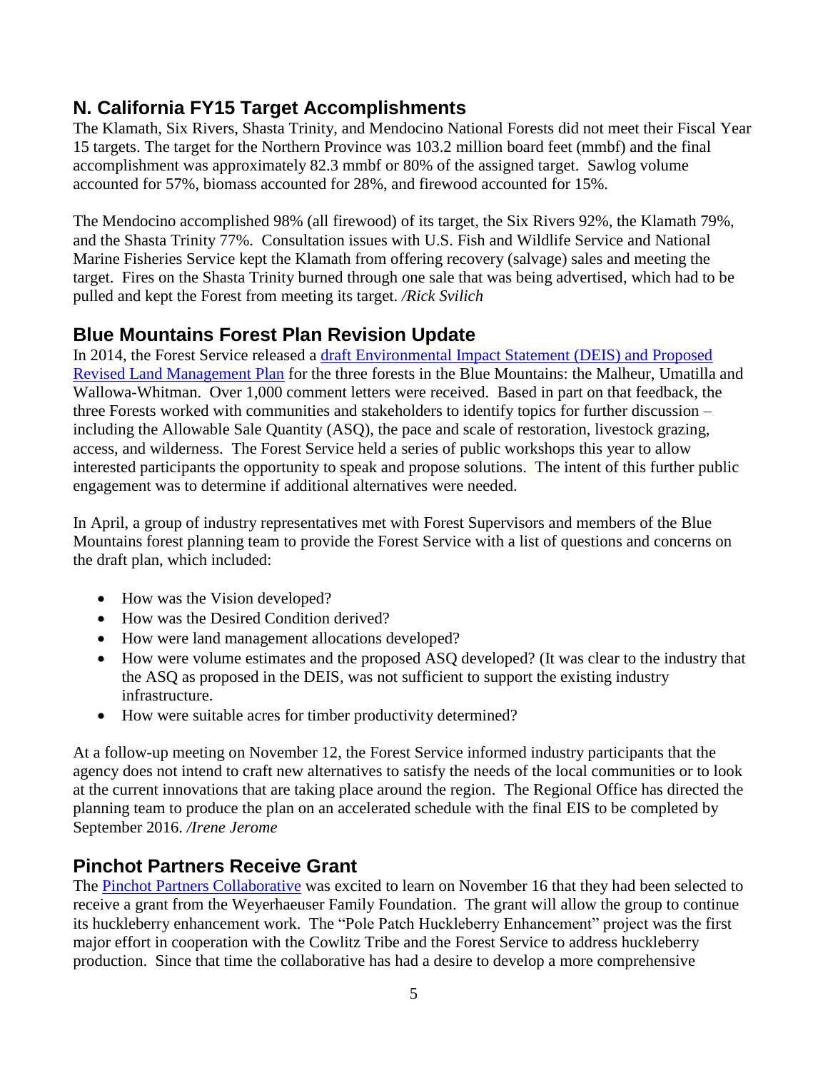## N. California FY15 Target Accomplishments

The Klamath, Six Rivers, Shasta Trinity, and Mendocino National Forests did not meet their Fiscal Year 15 targets. The target for the Northern Province was 103.2 million board feet (mmbf) and the final accomplishment was approximately 82.3 mmbf or 80% of the assigned target. Sawlog volume accounted for 57%, biomass accounted for 28%, and firewood accounted for 15%.

The Mendocino accomplished 98% (all firewood) of its target, the Six Rivers 92%, the Klamath 79%, and the Shasta Trinity 77%. Consultation issues with U.S. Fish and Wildlife Service and National Marine Fisheries Service kept the Klamath from offering recovery (salvage) sales and meeting the target. Fires on the Shasta Trinity burned through one sale that was being advertised, which had to be pulled and kept the Forest from meeting its target. */Rick Svilich*

## Blue Mountains Forest Plan Revision Update

In 2014, the Forest Service released a draft Environmental Impact Statement (DEIS) and Proposed Revised Land Management Plan for the three forests in the Blue Mountains: the Malheur, Umatilla and Wallowa-Whitman. Over 1,000 comment letters were received. Based in part on that feedback, the three Forests worked with communities and stakeholders to identify topics for further discussion – including the Allowable Sale Quantity (ASQ), the pace and scale of restoration, livestock grazing, access, and wilderness. The Forest Service held a series of public workshops this year to allow interested participants the opportunity to speak and propose solutions. The intent of this further public engagement was to determine if additional alternatives were needed.

In April, a group of industry representatives met with Forest Supervisors and members of the Blue Mountains forest planning team to provide the Forest Service with a list of questions and concerns on the draft plan, which included:

- How was the Vision developed?
- How was the Desired Condition derived?
- How were land management allocations developed?
- How were volume estimates and the proposed ASQ developed? (It was clear to the industry that the ASQ as proposed in the DEIS, was not sufficient to support the existing industry infrastructure.
- How were suitable acres for timber productivity determined?

At a follow-up meeting on November 12, the Forest Service informed industry participants that the agency does not intend to craft new alternatives to satisfy the needs of the local communities or to look at the current innovations that are taking place around the region. The Regional Office has directed the planning team to produce the plan on an accelerated schedule with the final EIS to be completed by September 2016. */Irene Jerome*

## Pinchot Partners Receive Grant

The Pinchot Partners Collaborative was excited to learn on November 16 that they had been selected to receive a grant from the Weyerhaeuser Family Foundation. The grant will allow the group to continue its huckleberry enhancement work. The "Pole Patch Huckleberry Enhancement" project was the first major effort in cooperation with the Cowlitz Tribe and the Forest Service to address huckleberry production. Since that time the collaborative has had a desire to develop a more comprehensive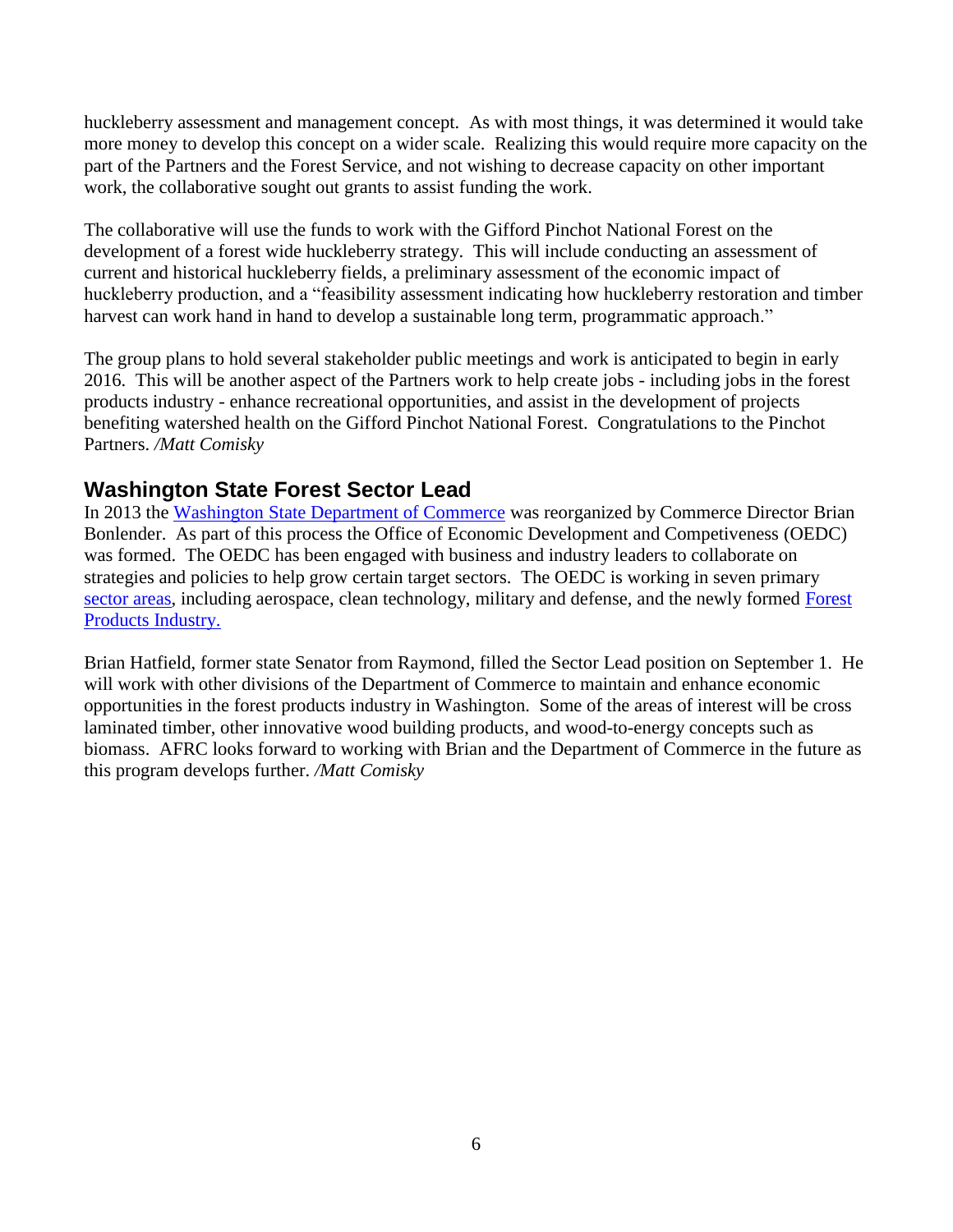huckleberry assessment and management concept. As with most things, it was determined it would take more money to develop this concept on a wider scale. Realizing this would require more capacity on the part of the Partners and the Forest Service, and not wishing to decrease capacity on other important work, the collaborative sought out grants to assist funding the work.

The collaborative will use the funds to work with the Gifford Pinchot National Forest on the development of a forest wide huckleberry strategy. This will include conducting an assessment of current and historical huckleberry fields, a preliminary assessment of the economic impact of huckleberry production, and a "feasibility assessment indicating how huckleberry restoration and timber harvest can work hand in hand to develop a sustainable long term, programmatic approach."

The group plans to hold several stakeholder public meetings and work is anticipated to begin in early 2016. This will be another aspect of the Partners work to help create jobs - including jobs in the forest products industry - enhance recreational opportunities, and assist in the development of projects benefiting watershed health on the Gifford Pinchot National Forest. Congratulations to the Pinchot Partners. */Matt Comisky*

## Washington State Forest Sector Lead

In 2013 the Washington State Department of Commerce was reorganized by Commerce Director Brian Bonlender. As part of this process the Office of Economic Development and Competiveness (OEDC) was formed. The OEDC has been engaged with business and industry leaders to collaborate on strategies and policies to help grow certain target sectors. The OEDC is working in seven primary sector areas, including aerospace, clean technology, military and defense, and the newly formed Forest Products Industry.

Brian Hatfield, former state Senator from Raymond, filled the Sector Lead position on September 1. He will work with other divisions of the Department of Commerce to maintain and enhance economic opportunities in the forest products industry in Washington. Some of the areas of interest will be cross laminated timber, other innovative wood building products, and wood-to-energy concepts such as biomass. AFRC looks forward to working with Brian and the Department of Commerce in the future as this program develops further. */Matt Comisky*